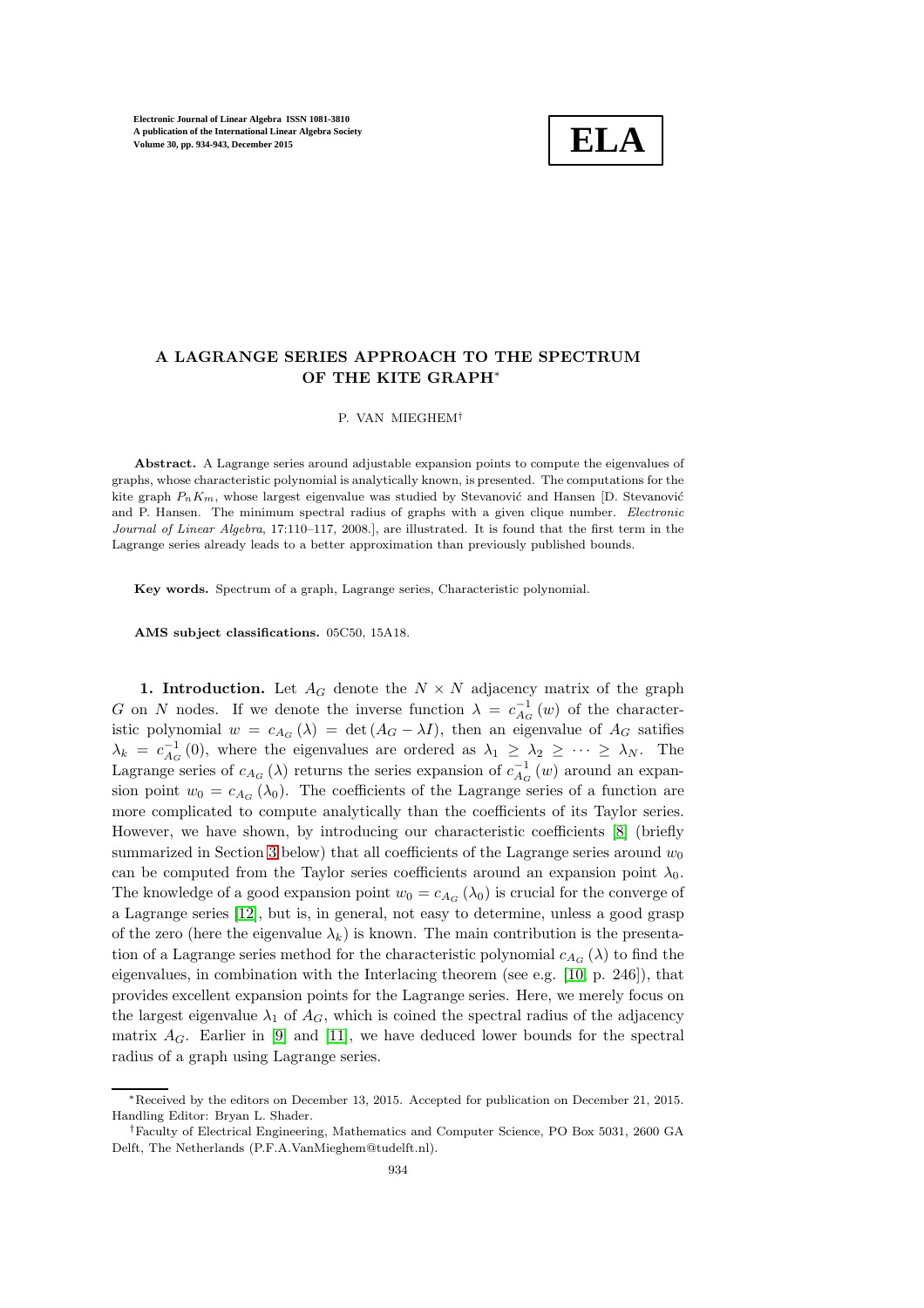# A LAGRANGE SERIES APPROACH TO THE SPECTRUM OF THE KITE GRAPH*

P. VAN MIEGHEM†

**Abstract.** A Lagrange series around adjustable expansion points to compute the eigenvalues of graphs, whose characteristic polynomial is analytically known, is presented. The computations for the kite graph $P_nK_m$, whose largest eigenvalue was studied by Stevanović and Hansen [D. Stevanović and P. Hansen. The minimum spectral radius of graphs with a given clique number. *Electronic Journal of Linear Algebra*, 17:110–117, 2008.], are illustrated. It is found that the first term in the Lagrange series already leads to a better approximation than previously published bounds.

**Key words.** Spectrum of a graph, Lagrange series, Characteristic polynomial.

**AMS subject classifications.** 05C50, 15A18.

**1. Introduction.** Let $A_G$ denote the $N \times N$ adjacency matrix of the graph $G$ on $N$ nodes. If we denote the inverse function $\lambda = c_{A_G}^{-1}(w)$ of the characteristic polynomial $w = c_{A_G}(\lambda) = \det(A_G - \lambda I)$, then an eigenvalue of $A_G$ satifies $\lambda_k = c_{A_G}^{-1}(0)$, where the eigenvalues are ordered as $\lambda_1 \geq \lambda_2 \geq \cdots \geq \lambda_N$. The Lagrange series of $c_{A_G}(\lambda)$ returns the series expansion of $c_{A_G}^{-1}(w)$ around an expansion point $w_0 = c_{A_G}(\lambda_0)$. The coefficients of the Lagrange series of a function are more complicated to compute analytically than the coefficients of its Taylor series. However, we have shown, by introducing our characteristic coefficients [8] (briefly summarized in Section 3 below) that all coefficients of the Lagrange series around $w_0$ can be computed from the Taylor series coefficients around an expansion point $\lambda_0$. The knowledge of a good expansion point $w_0 = c_{A_G}(\lambda_0)$ is crucial for the converge of a Lagrange series [12], but is, in general, not easy to determine, unless a good grasp of the zero (here the eigenvalue $\lambda_k$) is known. The main contribution is the presentation of a Lagrange series method for the characteristic polynomial $c_{A_G}(\lambda)$ to find the eigenvalues, in combination with the Interlacing theorem (see e.g. [10, p. 246]), that provides excellent expansion points for the Lagrange series. Here, we merely focus on the largest eigenvalue $\lambda_1$ of $A_G$, which is coined the spectral radius of the adjacency matrix $A_G$. Earlier in [9] and [11], we have deduced lower bounds for the spectral radius of a graph using Lagrange series.

*Received by the editors on December 13, 2015. Accepted for publication on December 21, 2015. Handling Editor: Bryan L. Shader.

†Faculty of Electrical Engineering, Mathematics and Computer Science, PO Box 5031, 2600 GA Delft, The Netherlands (P.F.A.VanMieghem@tudelft.nl).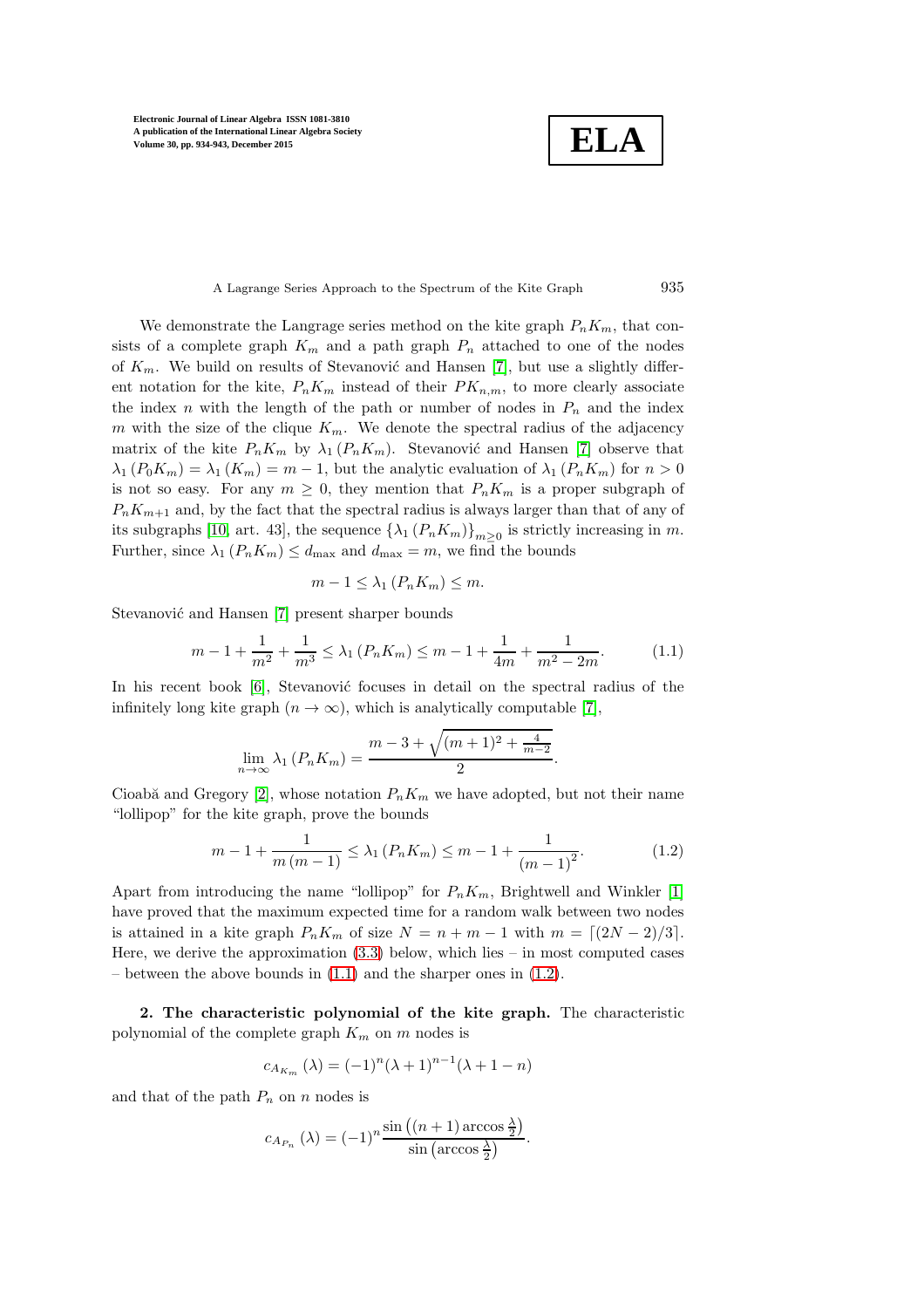We demonstrate the Langrage series method on the kite graph $P_nK_m$, that consists of a complete graph $K_m$ and a path graph $P_n$ attached to one of the nodes of $K_m$. We build on results of Stevanović and Hansen [7], but use a slightly different notation for the kite, $P_nK_m$ instead of their $PK_{n,m}$, to more clearly associate the index $n$ with the length of the path or number of nodes in $P_n$ and the index $m$ with the size of the clique $K_m$. We denote the spectral radius of the adjacency matrix of the kite $P_nK_m$ by $\lambda_1(P_nK_m)$. Stevanović and Hansen [7] observe that $\lambda_1(P_0K_m) = \lambda_1(K_m) = m-1$, but the analytic evaluation of $\lambda_1(P_nK_m)$ for $n > 0$ is not so easy. For any $m \geq 0$, they mention that $P_nK_m$ is a proper subgraph of $P_nK_{m+1}$ and, by the fact that the spectral radius is always larger than that of any of its subgraphs [10, art. 43], the sequence $\{\lambda_1(P_nK_m)\}_{m\geq 0}$ is strictly increasing in $m$. Further, since $\lambda_1(P_nK_m) \leq d_{\max}$ and $d_{\max} = m$, we find the bounds

$$m - 1 \leq \lambda_1(P_nK_m) \leq m.$$

Stevanović and Hansen [7] present sharper bounds

$$m - 1 + \frac{1}{m^2} + \frac{1}{m^3} \leq \lambda_1(P_nK_m) \leq m - 1 + \frac{1}{4m} + \frac{1}{m^2 - 2m}. \tag{1.1}$$

In his recent book [6], Stevanović focuses in detail on the spectral radius of the infinitely long kite graph ($n \to \infty$), which is analytically computable [7],

$$\lim_{n\to\infty} \lambda_1(P_nK_m) = \frac{m - 3 + \sqrt{(m+1)^2 + \frac{4}{m-2}}}{2}.$$

Cioabă and Gregory [2], whose notation $P_nK_m$ we have adopted, but not their name "lollipop" for the kite graph, prove the bounds

$$m - 1 + \frac{1}{m(m-1)} \leq \lambda_1(P_nK_m) \leq m - 1 + \frac{1}{(m-1)^2}. \tag{1.2}$$

Apart from introducing the name "lollipop" for $P_nK_m$, Brightwell and Winkler [1] have proved that the maximum expected time for a random walk between two nodes is attained in a kite graph $P_nK_m$ of size $N = n + m - 1$ with $m = \lceil (2N-2)/3 \rceil$. Here, we derive the approximation (3.3) below, which lies – in most computed cases – between the above bounds in (1.1) and the sharper ones in (1.2).

**2. The characteristic polynomial of the kite graph.** The characteristic polynomial of the complete graph $K_m$ on $m$ nodes is

$$c_{A_{K_m}}(\lambda) = (-1)^n(\lambda+1)^{n-1}(\lambda + 1 - n)$$

and that of the path $P_n$ on $n$ nodes is

$$c_{A_{P_n}}(\lambda) = (-1)^n \frac{\sin\left((n+1)\arccos\frac{\lambda}{2}\right)}{\sin\left(\arccos\frac{\lambda}{2}\right)}.$$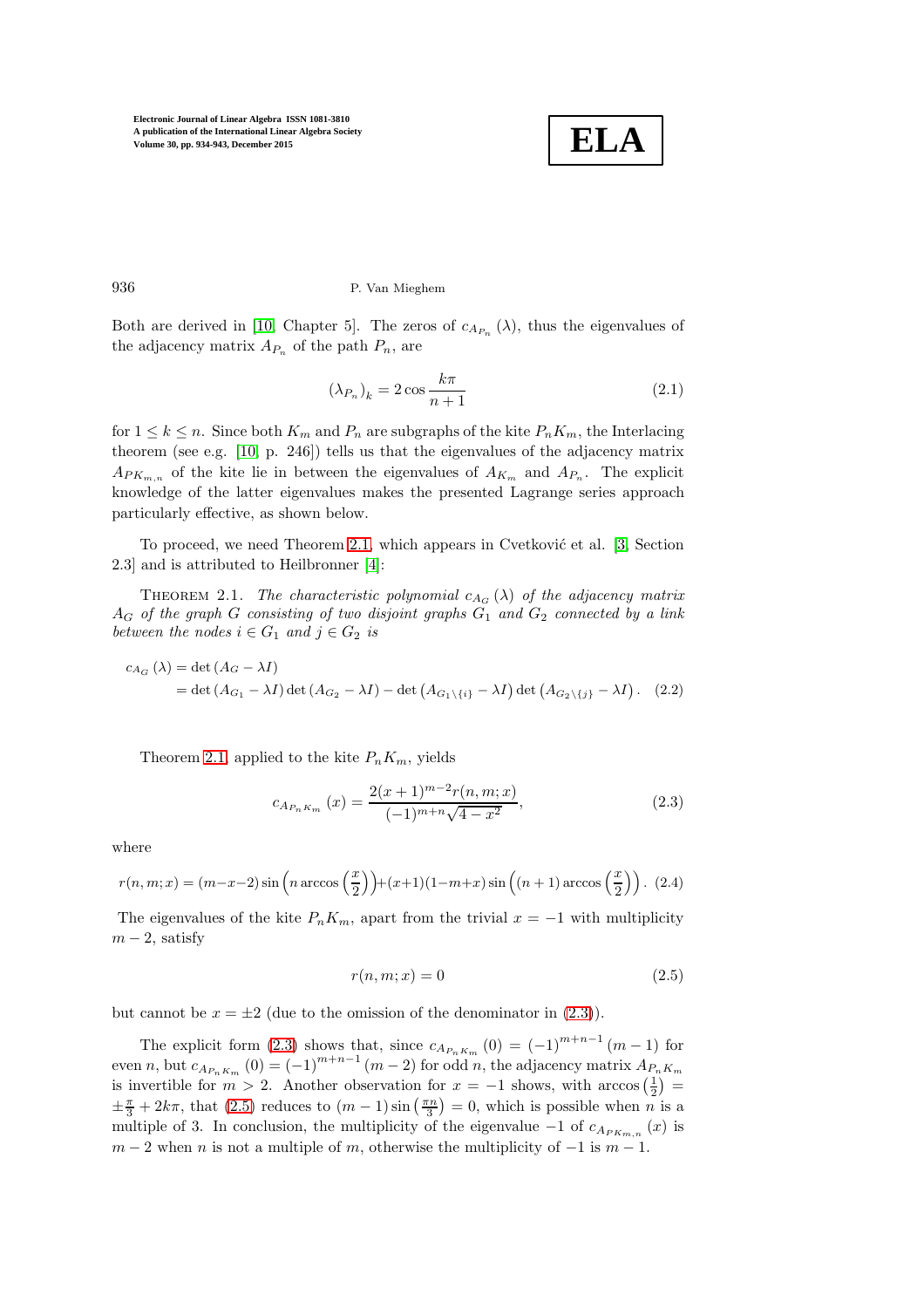Both are derived in [10, Chapter 5]. The zeros of $c_{A_{P_n}}(\lambda)$, thus the eigenvalues of the adjacency matrix $A_{P_n}$ of the path $P_n$, are

$$(\lambda_{P_n})_k = 2\cos\frac{k\pi}{n+1} \tag{2.1}$$

for $1 \leq k \leq n$. Since both $K_m$ and $P_n$ are subgraphs of the kite $P_nK_m$, the Interlacing theorem (see e.g. [10, p. 246]) tells us that the eigenvalues of the adjacency matrix $A_{PK_{m,n}}$ of the kite lie in between the eigenvalues of $A_{K_m}$ and $A_{P_n}$. The explicit knowledge of the latter eigenvalues makes the presented Lagrange series approach particularly effective, as shown below.

To proceed, we need Theorem 2.1, which appears in Cvetković et al. [3, Section 2.3] and is attributed to Heilbronner [4]:

Theorem 2.1. *The characteristic polynomial $c_{A_G}(\lambda)$ of the adjacency matrix $A_G$ of the graph $G$ consisting of two disjoint graphs $G_1$ and $G_2$ connected by a link between the nodes $i \in G_1$ and $j \in G_2$ is*

$$\begin{aligned} c_{A_G}(\lambda) &= \det(A_G - \lambda I) \\ &= \det(A_{G_1} - \lambda I)\det(A_{G_2} - \lambda I) - \det\left(A_{G_1\backslash\{i\}} - \lambda I\right)\det\left(A_{G_2\backslash\{j\}} - \lambda I\right). \end{aligned} \tag{2.2}$$

Theorem 2.1 applied to the kite $P_nK_m$, yields

$$c_{A_{P_nK_m}}(x) = \frac{2(x+1)^{m-2} r(n,m;x)}{(-1)^{m+n}\sqrt{4-x^2}}, \tag{2.3}$$

where

$$r(n,m;x) = (m-x-2)\sin\left(n\arccos\left(\frac{x}{2}\right)\right) + (x+1)(1-m+x)\sin\left((n+1)\arccos\left(\frac{x}{2}\right)\right). \tag{2.4}$$

The eigenvalues of the kite $P_nK_m$, apart from the trivial $x = -1$ with multiplicity $m-2$, satisfy

$$r(n,m;x) = 0 \tag{2.5}$$

but cannot be $x = \pm 2$ (due to the omission of the denominator in (2.3)).

The explicit form (2.3) shows that, since $c_{A_{P_nK_m}}(0) = (-1)^{m+n-1}(m-1)$ for even $n$, but $c_{A_{P_nK_m}}(0) = (-1)^{m+n-1}(m-2)$ for odd $n$, the adjacency matrix $A_{P_nK_m}$ is invertible for $m > 2$. Another observation for $x = -1$ shows, with $\arccos\left(\frac{1}{2}\right) = \pm\frac{\pi}{3} + 2k\pi$, that (2.5) reduces to $(m-1)\sin\left(\frac{\pi n}{3}\right) = 0$, which is possible when $n$ is a multiple of 3. In conclusion, the multiplicity of the eigenvalue $-1$ of $c_{A_{PK_{m,n}}}(x)$ is $m-2$ when $n$ is not a multiple of $m$, otherwise the multiplicity of $-1$ is $m-1$.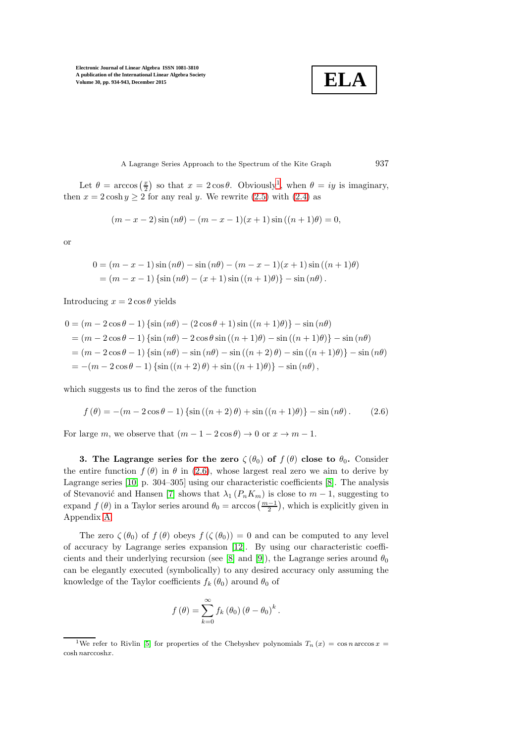Let $\theta = \arccos\left(\frac{x}{2}\right)$ so that $x = 2\cos\theta$. Obviously[1], when $\theta = iy$ is imaginary, then $x = 2\cosh y \geq 2$ for any real $y$. We rewrite (2.5) with (2.4) as

$$(m - x - 2)\sin(n\theta) - (m - x - 1)(x + 1)\sin((n + 1)\theta) = 0,$$

or

$$\begin{aligned}
0 &= (m - x - 1)\sin(n\theta) - \sin(n\theta) - (m - x - 1)(x + 1)\sin((n + 1)\theta) \\
&= (m - x - 1)\{\sin(n\theta) - (x + 1)\sin((n + 1)\theta)\} - \sin(n\theta).
\end{aligned}$$

Introducing $x = 2\cos\theta$ yields

$$\begin{aligned}
0 &= (m - 2\cos\theta - 1)\{\sin(n\theta) - (2\cos\theta + 1)\sin((n + 1)\theta)\} - \sin(n\theta) \\
&= (m - 2\cos\theta - 1)\{\sin(n\theta) - 2\cos\theta\sin((n + 1)\theta) - \sin((n + 1)\theta)\} - \sin(n\theta) \\
&= (m - 2\cos\theta - 1)\{\sin(n\theta) - \sin(n\theta) - \sin((n + 2)\theta) - \sin((n + 1)\theta)\} - \sin(n\theta) \\
&= -(m - 2\cos\theta - 1)\{\sin((n + 2)\theta) + \sin((n + 1)\theta)\} - \sin(n\theta),
\end{aligned}$$

which suggests us to find the zeros of the function

$$f(\theta) = -(m - 2\cos\theta - 1)\{\sin((n + 2)\theta) + \sin((n + 1)\theta)\} - \sin(n\theta). \tag{2.6}$$

For large $m$, we observe that $(m - 1 - 2\cos\theta) \to 0$ or $x \to m - 1$.

## 3. The Lagrange series for the zero $\zeta(\theta_0)$ of $f(\theta)$ close to $\theta_0$.

Consider the entire function $f(\theta)$ in $\theta$ in (2.6), whose largest real zero we aim to derive by Lagrange series [10, p. 304–305] using our characteristic coefficients [8]. The analysis of Stevanović and Hansen [7] shows that $\lambda_1(P_n K_m)$ is close to $m - 1$, suggesting to expand $f(\theta)$ in a Taylor series around $\theta_0 = \arccos\left(\frac{m-1}{2}\right)$, which is explicitly given in Appendix A.

The zero $\zeta(\theta_0)$ of $f(\theta)$ obeys $f(\zeta(\theta_0)) = 0$ and can be computed to any level of accuracy by Lagrange series expansion [12]. By using our characteristic coefficients and their underlying recursion (see [8] and [9]), the Lagrange series around $\theta_0$ can be elegantly executed (symbolically) to any desired accuracy only assuming the knowledge of the Taylor coefficients $f_k(\theta_0)$ around $\theta_0$ of

$$f(\theta) = \sum_{k=0}^{\infty} f_k(\theta_0)(\theta - \theta_0)^k.$$

---

[1] We refer to Rivlin [5] for properties of the Chebyshev polynomials $T_n(x) = \cos n \arccos x = \cosh n \operatorname{arccosh} x$.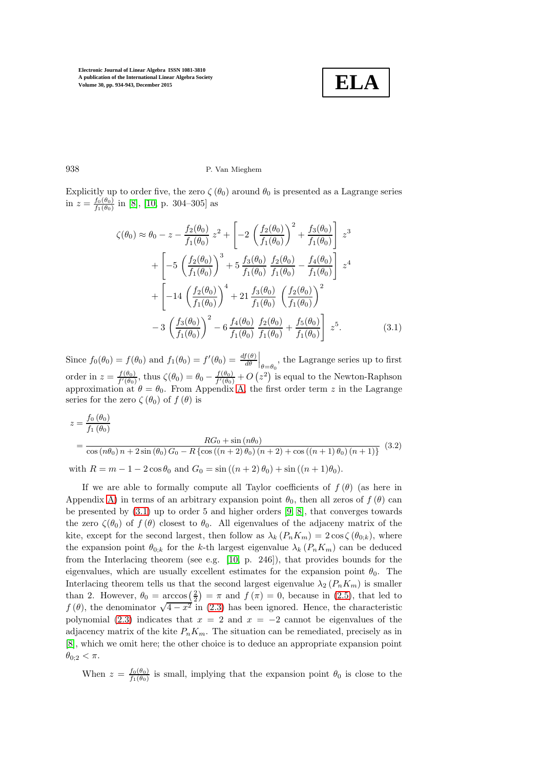Explicitly up to order five, the zero $\zeta(\theta_0)$ around $\theta_0$ is presented as a Lagrange series in $z = \frac{f_0(\theta_0)}{f_1(\theta_0)}$ in [8], [10, p. 304–305] as

$$
\begin{aligned}
\zeta(\theta_0) \approx \theta_0 - z - \frac{f_2(\theta_0)}{f_1(\theta_0)}\, z^2 + \left[ -2\left(\frac{f_2(\theta_0)}{f_1(\theta_0)}\right)^2 + \frac{f_3(\theta_0)}{f_1(\theta_0)} \right] z^3 \\
+ \left[ -5\left(\frac{f_2(\theta_0)}{f_1(\theta_0)}\right)^3 + 5\,\frac{f_3(\theta_0)}{f_1(\theta_0)}\,\frac{f_2(\theta_0)}{f_1(\theta_0)} - \frac{f_4(\theta_0)}{f_1(\theta_0)} \right] z^4 \\
+ \left[ -14\left(\frac{f_2(\theta_0)}{f_1(\theta_0)}\right)^4 + 21\,\frac{f_3(\theta_0)}{f_1(\theta_0)}\,\left(\frac{f_2(\theta_0)}{f_1(\theta_0)}\right)^2 \right. \\
\left. - 3\left(\frac{f_3(\theta_0)}{f_1(\theta_0)}\right)^2 - 6\,\frac{f_4(\theta_0)}{f_1(\theta_0)}\,\frac{f_2(\theta_0)}{f_1(\theta_0)} + \frac{f_5(\theta_0)}{f_1(\theta_0)} \right] z^5. \qquad (3.1)
\end{aligned}
$$

Since $f_0(\theta_0) = f(\theta_0)$ and $f_1(\theta_0) = f'(\theta_0) = \left.\frac{df(\theta)}{d\theta}\right|_{\theta=\theta_0}$, the Lagrange series up to first order in $z = \frac{f(\theta_0)}{f'(\theta_0)}$, thus $\zeta(\theta_0) = \theta_0 - \frac{f(\theta_0)}{f'(\theta_0)} + O\left(z^2\right)$ is equal to the Newton-Raphson approximation at $\theta = \theta_0$. From Appendix A, the first order term $z$ in the Lagrange series for the zero $\zeta(\theta_0)$ of $f(\theta)$ is

$$
\begin{aligned}
z &= \frac{f_0(\theta_0)}{f_1(\theta_0)} \\
&= \frac{RG_0 + \sin(n\theta_0)}{\cos(n\theta_0)\, n + 2\sin(\theta_0)\, G_0 - R\left\{\cos((n+2)\,\theta_0)\,(n+2) + \cos((n+1)\,\theta_0)\,(n+1)\right\}} \qquad (3.2)
\end{aligned}
$$

with $R = m - 1 - 2\cos\theta_0$ and $G_0 = \sin((n+2)\,\theta_0) + \sin((n+1)\theta_0)$.

If we are able to formally compute all Taylor coefficients of $f(\theta)$ (as here in Appendix A) in terms of an arbitrary expansion point $\theta_0$, then all zeros of $f(\theta)$ can be presented by (3.1) up to order 5 and higher orders [9, 8], that converges towards the zero $\zeta(\theta_0)$ of $f(\theta)$ closest to $\theta_0$. All eigenvalues of the adjaceny matrix of the kite, except for the second largest, then follow as $\lambda_k(P_nK_m) = 2\cos\zeta(\theta_{0;k})$, where the expansion point $\theta_{0;k}$ for the $k$-th largest eigenvalue $\lambda_k(P_nK_m)$ can be deduced from the Interlacing theorem (see e.g. [10, p. 246]), that provides bounds for the eigenvalues, which are usually excellent estimates for the expansion point $\theta_0$. The Interlacing theorem tells us that the second largest eigenvalue $\lambda_2(P_nK_m)$ is smaller than 2. However, $\theta_0 = \arccos\left(\frac{2}{2}\right) = \pi$ and $f(\pi) = 0$, because in (2.5), that led to $f(\theta)$, the denominator $\sqrt{4-x^2}$ in (2.3) has been ignored. Hence, the characteristic polynomial (2.3) indicates that $x = 2$ and $x = -2$ cannot be eigenvalues of the adjacency matrix of the kite $P_nK_m$. The situation can be remediated, precisely as in [8], which we omit here; the other choice is to deduce an appropriate expansion point $\theta_{0;2} < \pi$.

When $z = \frac{f_0(\theta_0)}{f_1(\theta_0)}$ is small, implying that the expansion point $\theta_0$ is close to the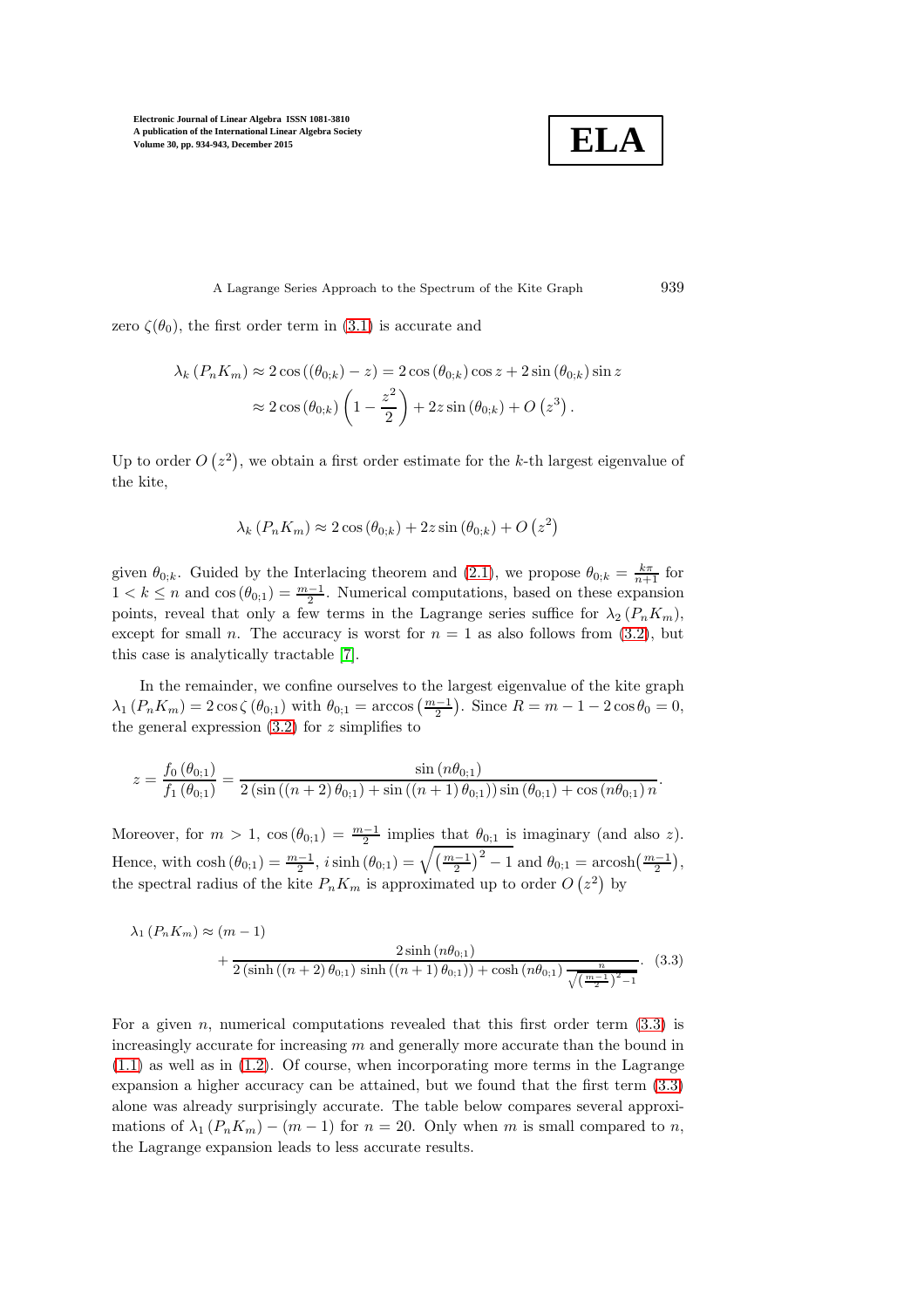zero $\zeta(\theta_0)$, the first order term in (3.1) is accurate and

$$\lambda_k(P_nK_m) \approx 2\cos\left((\theta_{0;k}) - z\right) = 2\cos(\theta_{0;k})\cos z + 2\sin(\theta_{0;k})\sin z$$
$$\approx 2\cos(\theta_{0;k})\left(1 - \frac{z^2}{2}\right) + 2z\sin(\theta_{0;k}) + O\left(z^3\right).$$

Up to order $O\left(z^2\right)$, we obtain a first order estimate for the $k$-th largest eigenvalue of the kite,

$$\lambda_k(P_nK_m) \approx 2\cos(\theta_{0;k}) + 2z\sin(\theta_{0;k}) + O\left(z^2\right)$$

given $\theta_{0;k}$. Guided by the Interlacing theorem and (2.1), we propose $\theta_{0;k} = \frac{k\pi}{n+1}$ for $1 < k \leq n$ and $\cos(\theta_{0;1}) = \frac{m-1}{2}$. Numerical computations, based on these expansion points, reveal that only a few terms in the Lagrange series suffice for $\lambda_2(P_nK_m)$, except for small $n$. The accuracy is worst for $n = 1$ as also follows from (3.2), but this case is analytically tractable [7].

In the remainder, we confine ourselves to the largest eigenvalue of the kite graph $\lambda_1(P_nK_m) = 2\cos\zeta(\theta_{0;1})$ with $\theta_{0;1} = \arccos\left(\frac{m-1}{2}\right)$. Since $R = m - 1 - 2\cos\theta_0 = 0$, the general expression (3.2) for $z$ simplifies to

$$z = \frac{f_0(\theta_{0;1})}{f_1(\theta_{0;1})} = \frac{\sin(n\theta_{0;1})}{2\left(\sin((n+2)\theta_{0;1}) + \sin((n+1)\theta_{0;1})\right)\sin(\theta_{0;1}) + \cos(n\theta_{0;1})\, n}.$$

Moreover, for $m > 1$, $\cos(\theta_{0;1}) = \frac{m-1}{2}$ implies that $\theta_{0;1}$ is imaginary (and also $z$). Hence, with $\cosh(\theta_{0;1}) = \frac{m-1}{2}$, $i\sinh(\theta_{0;1}) = \sqrt{\left(\frac{m-1}{2}\right)^2 - 1}$ and $\theta_{0;1} = \operatorname{arcosh}\left(\frac{m-1}{2}\right)$, the spectral radius of the kite $P_nK_m$ is approximated up to order $O\left(z^2\right)$ by

$$\lambda_1(P_nK_m) \approx (m-1) + \frac{2\sinh(n\theta_{0;1})}{2\left(\sinh((n+2)\theta_{0;1})\,\sinh((n+1)\theta_{0;1})\right) + \cosh(n\theta_{0;1})\,\frac{n}{\sqrt{\left(\frac{m-1}{2}\right)^2 - 1}}}. \tag{3.3}$$

For a given $n$, numerical computations revealed that this first order term (3.3) is increasingly accurate for increasing $m$ and generally more accurate than the bound in (1.1) as well as in (1.2). Of course, when incorporating more terms in the Lagrange expansion a higher accuracy can be attained, but we found that the first term (3.3) alone was already surprisingly accurate. The table below compares several approximations of $\lambda_1(P_nK_m) - (m-1)$ for $n = 20$. Only when $m$ is small compared to $n$, the Lagrange expansion leads to less accurate results.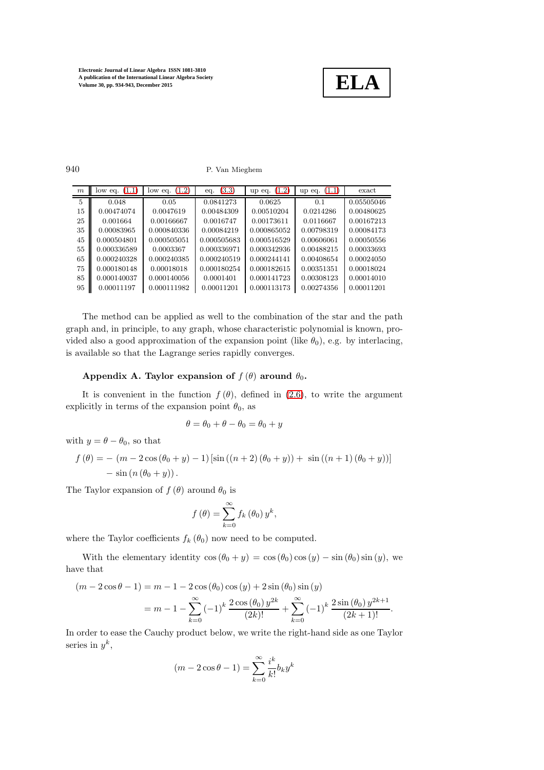| $m$ | low eq. (1.1) | low eq. (1.2) | eq. (3.3) | up eq. (1.2) | up eq. (1.1) | exact |
|---|---|---|---|---|---|---|
| 5 | 0.048 | 0.05 | 0.0841273 | 0.0625 | 0.1 | 0.05505046 |
| 15 | 0.00474074 | 0.0047619 | 0.00484309 | 0.00510204 | 0.0214286 | 0.00480625 |
| 25 | 0.001664 | 0.00166667 | 0.0016747 | 0.00173611 | 0.0116667 | 0.00167213 |
| 35 | 0.00083965 | 0.000840336 | 0.00084219 | 0.000865052 | 0.00798319 | 0.00084173 |
| 45 | 0.000504801 | 0.000505051 | 0.000505683 | 0.000516529 | 0.00606061 | 0.00050556 |
| 55 | 0.000336589 | 0.0003367 | 0.000336971 | 0.000342936 | 0.00488215 | 0.00033693 |
| 65 | 0.000240328 | 0.000240385 | 0.000240519 | 0.000244141 | 0.00408654 | 0.00024050 |
| 75 | 0.000180148 | 0.00018018 | 0.000180254 | 0.000182615 | 0.00351351 | 0.00018024 |
| 85 | 0.000140037 | 0.000140056 | 0.0001401 | 0.000141723 | 0.00308123 | 0.00014010 |
| 95 | 0.00011197 | 0.000111982 | 0.00011201 | 0.000113173 | 0.00274356 | 0.00011201 |

The method can be applied as well to the combination of the star and the path graph and, in principle, to any graph, whose characteristic polynomial is known, provided also a good approximation of the expansion point (like $\theta_0$), e.g. by interlacing, is available so that the Lagrange series rapidly converges.

## Appendix A. Taylor expansion of $f(\theta)$ around $\theta_0$.

It is convenient in the function $f(\theta)$, defined in (2.6), to write the argument explicitly in terms of the expansion point $\theta_0$, as

$$\theta = \theta_0 + \theta - \theta_0 = \theta_0 + y$$

with $y = \theta - \theta_0$, so that

$$f(\theta) = -(m - 2\cos(\theta_0 + y) - 1)\left[\sin((n+2)(\theta_0 + y)) + \sin((n+1)(\theta_0 + y))\right] - \sin(n(\theta_0 + y)).$$

The Taylor expansion of $f(\theta)$ around $\theta_0$ is

$$f(\theta) = \sum_{k=0}^{\infty} f_k(\theta_0)\, y^k,$$

where the Taylor coefficients $f_k(\theta_0)$ now need to be computed.

With the elementary identity $\cos(\theta_0 + y) = \cos(\theta_0)\cos(y) - \sin(\theta_0)\sin(y)$, we have that

$$\begin{aligned}(m - 2\cos\theta - 1) &= m - 1 - 2\cos(\theta_0)\cos(y) + 2\sin(\theta_0)\sin(y) \\ &= m - 1 - \sum_{k=0}^{\infty} (-1)^k \frac{2\cos(\theta_0)\, y^{2k}}{(2k)!} + \sum_{k=0}^{\infty} (-1)^k \frac{2\sin(\theta_0)\, y^{2k+1}}{(2k+1)!}.\end{aligned}$$

In order to ease the Cauchy product below, we write the right-hand side as one Taylor series in $y^k$,

$$(m - 2\cos\theta - 1) = \sum_{k=0}^{\infty} \frac{i^k}{k!} b_k y^k$$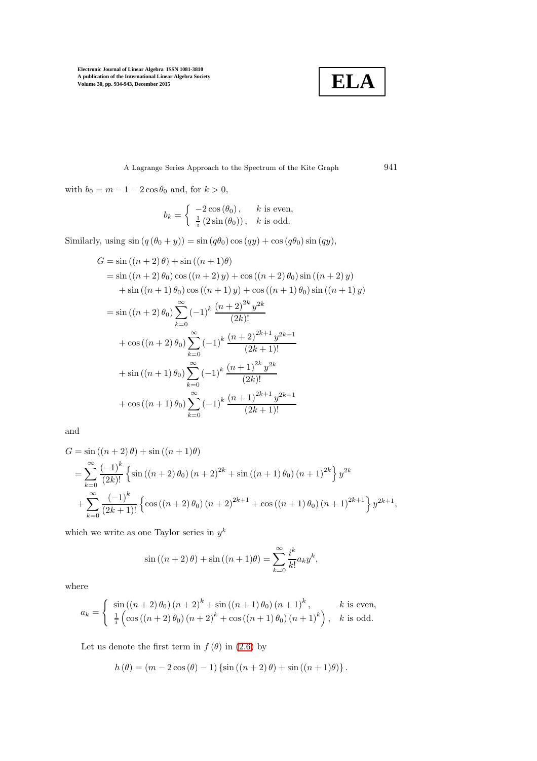with $b_0 = m - 1 - 2\cos\theta_0$ and, for $k > 0$,

$$b_k = \begin{cases} -2\cos(\theta_0), & k \text{ is even}, \\ \frac{1}{i}(2\sin(\theta_0)), & k \text{ is odd}. \end{cases}$$

Similarly, using $\sin(q(\theta_0 + y)) = \sin(q\theta_0)\cos(qy) + \cos(q\theta_0)\sin(qy)$,

$$\begin{aligned}
G &= \sin((n+2)\theta) + \sin((n+1)\theta) \\
&= \sin((n+2)\theta_0)\cos((n+2)y) + \cos((n+2)\theta_0)\sin((n+2)y) \\
&\quad + \sin((n+1)\theta_0)\cos((n+1)y) + \cos((n+1)\theta_0)\sin((n+1)y) \\
&= \sin((n+2)\theta_0)\sum_{k=0}^{\infty}(-1)^k \frac{(n+2)^{2k} y^{2k}}{(2k)!} \\
&\quad + \cos((n+2)\theta_0)\sum_{k=0}^{\infty}(-1)^k \frac{(n+2)^{2k+1} y^{2k+1}}{(2k+1)!} \\
&\quad + \sin((n+1)\theta_0)\sum_{k=0}^{\infty}(-1)^k \frac{(n+1)^{2k} y^{2k}}{(2k)!} \\
&\quad + \cos((n+1)\theta_0)\sum_{k=0}^{\infty}(-1)^k \frac{(n+1)^{2k+1} y^{2k+1}}{(2k+1)!}
\end{aligned}$$

and

$$\begin{aligned}
G &= \sin((n+2)\theta) + \sin((n+1)\theta) \\
&= \sum_{k=0}^{\infty}\frac{(-1)^k}{(2k)!}\left\{\sin((n+2)\theta_0)(n+2)^{2k} + \sin((n+1)\theta_0)(n+1)^{2k}\right\} y^{2k} \\
&+ \sum_{k=0}^{\infty}\frac{(-1)^k}{(2k+1)!}\left\{\cos((n+2)\theta_0)(n+2)^{2k+1} + \cos((n+1)\theta_0)(n+1)^{2k+1}\right\} y^{2k+1},
\end{aligned}$$

which we write as one Taylor series in $y^k$

$$\sin((n+2)\theta) + \sin((n+1)\theta) = \sum_{k=0}^{\infty}\frac{i^k}{k!}a_k y^k,$$

where

$$a_k = \begin{cases} \sin((n+2)\theta_0)(n+2)^k + \sin((n+1)\theta_0)(n+1)^k, & k \text{ is even}, \\ \frac{1}{i}\left(\cos((n+2)\theta_0)(n+2)^k + \cos((n+1)\theta_0)(n+1)^k\right), & k \text{ is odd}. \end{cases}$$

Let us denote the first term in $f(\theta)$ in (2.6) by

$$h(\theta) = (m - 2\cos(\theta) - 1)\{\sin((n+2)\theta) + \sin((n+1)\theta)\}.$$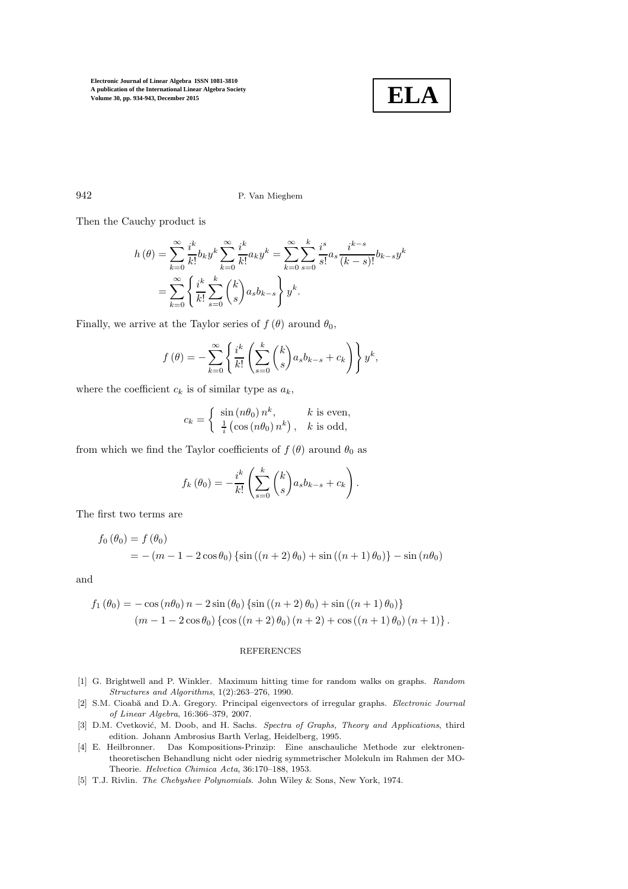Then the Cauchy product is

$$
\begin{aligned}
h(\theta) &= \sum_{k=0}^{\infty} \frac{i^k}{k!} b_k y^k \sum_{k=0}^{\infty} \frac{i^k}{k!} a_k y^k = \sum_{k=0}^{\infty} \sum_{s=0}^{k} \frac{i^s}{s!} a_s \frac{i^{k-s}}{(k-s)!} b_{k-s} y^k \\
&= \sum_{k=0}^{\infty} \left\{ \frac{i^k}{k!} \sum_{s=0}^{k} \binom{k}{s} a_s b_{k-s} \right\} y^k.
\end{aligned}
$$

Finally, we arrive at the Taylor series of $f(\theta)$ around $\theta_0$,

$$
f(\theta) = -\sum_{k=0}^{\infty} \left\{ \frac{i^k}{k!} \left( \sum_{s=0}^{k} \binom{k}{s} a_s b_{k-s} + c_k \right) \right\} y^k,
$$

where the coefficient $c_k$ is of similar type as $a_k$,

$$
c_k = \begin{cases} \sin(n\theta_0) n^k, & k \text{ is even}, \\ \frac{1}{i}\left(\cos(n\theta_0) n^k\right), & k \text{ is odd}, \end{cases}
$$

from which we find the Taylor coefficients of $f(\theta)$ around $\theta_0$ as

$$
f_k(\theta_0) = -\frac{i^k}{k!} \left( \sum_{s=0}^{k} \binom{k}{s} a_s b_{k-s} + c_k \right).
$$

The first two terms are

$$
\begin{aligned}
f_0(\theta_0) &= f(\theta_0) \\
&= -(m - 1 - 2\cos\theta_0)\left\{\sin((n+2)\theta_0) + \sin((n+1)\theta_0)\right\} - \sin(n\theta_0)
\end{aligned}
$$

and

$$
\begin{aligned}
f_1(\theta_0) = &-\cos(n\theta_0) n - 2\sin(\theta_0)\left\{\sin((n+2)\theta_0) + \sin((n+1)\theta_0)\right\} \\
&(m - 1 - 2\cos\theta_0)\left\{\cos((n+2)\theta_0)(n+2) + \cos((n+1)\theta_0)(n+1)\right\}.
\end{aligned}
$$

## REFERENCES

[1] G. Brightwell and P. Winkler. Maximum hitting time for random walks on graphs. *Random Structures and Algorithms*, 1(2):263–276, 1990.

[2] S.M. Cioabă and D.A. Gregory. Principal eigenvectors of irregular graphs. *Electronic Journal of Linear Algebra*, 16:366–379, 2007.

[3] D.M. Cvetković, M. Doob, and H. Sachs. *Spectra of Graphs, Theory and Applications*, third edition. Johann Ambrosius Barth Verlag, Heidelberg, 1995.

[4] E. Heilbronner. Das Kompositions-Prinzip: Eine anschauliche Methode zur elektronentheoretischen Behandlung nicht oder niedrig symmetrischer Molekuln im Rahmen der MO-Theorie. *Helvetica Chimica Acta*, 36:170–188, 1953.

[5] T.J. Rivlin. *The Chebyshev Polynomials*. John Wiley & Sons, New York, 1974.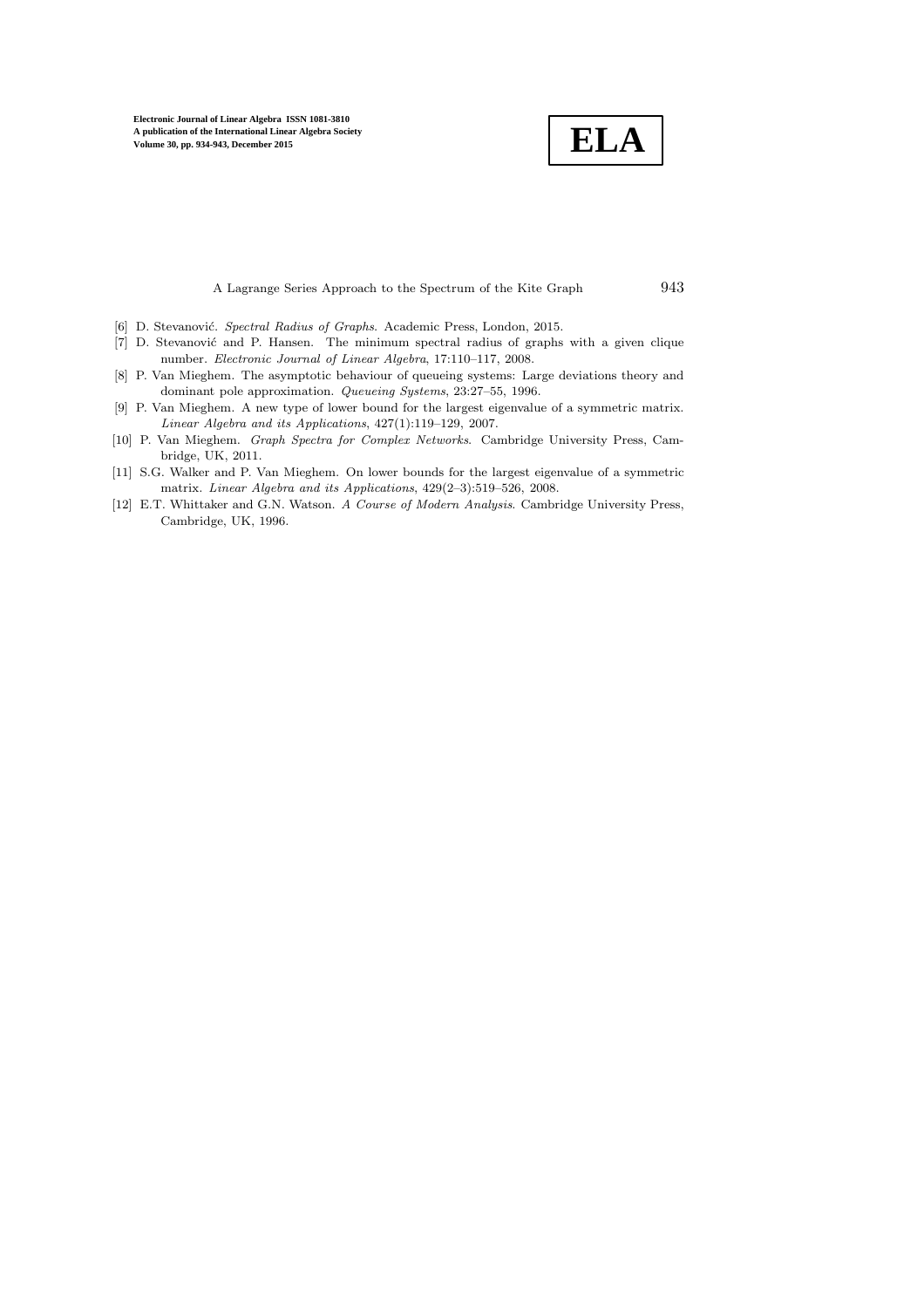[6] D. Stevanović. *Spectral Radius of Graphs*. Academic Press, London, 2015.

[7] D. Stevanović and P. Hansen. The minimum spectral radius of graphs with a given clique number. *Electronic Journal of Linear Algebra*, 17:110–117, 2008.

[8] P. Van Mieghem. The asymptotic behaviour of queueing systems: Large deviations theory and dominant pole approximation. *Queueing Systems*, 23:27–55, 1996.

[9] P. Van Mieghem. A new type of lower bound for the largest eigenvalue of a symmetric matrix. *Linear Algebra and its Applications*, 427(1):119–129, 2007.

[10] P. Van Mieghem. *Graph Spectra for Complex Networks*. Cambridge University Press, Cambridge, UK, 2011.

[11] S.G. Walker and P. Van Mieghem. On lower bounds for the largest eigenvalue of a symmetric matrix. *Linear Algebra and its Applications*, 429(2–3):519–526, 2008.

[12] E.T. Whittaker and G.N. Watson. *A Course of Modern Analysis*. Cambridge University Press, Cambridge, UK, 1996.